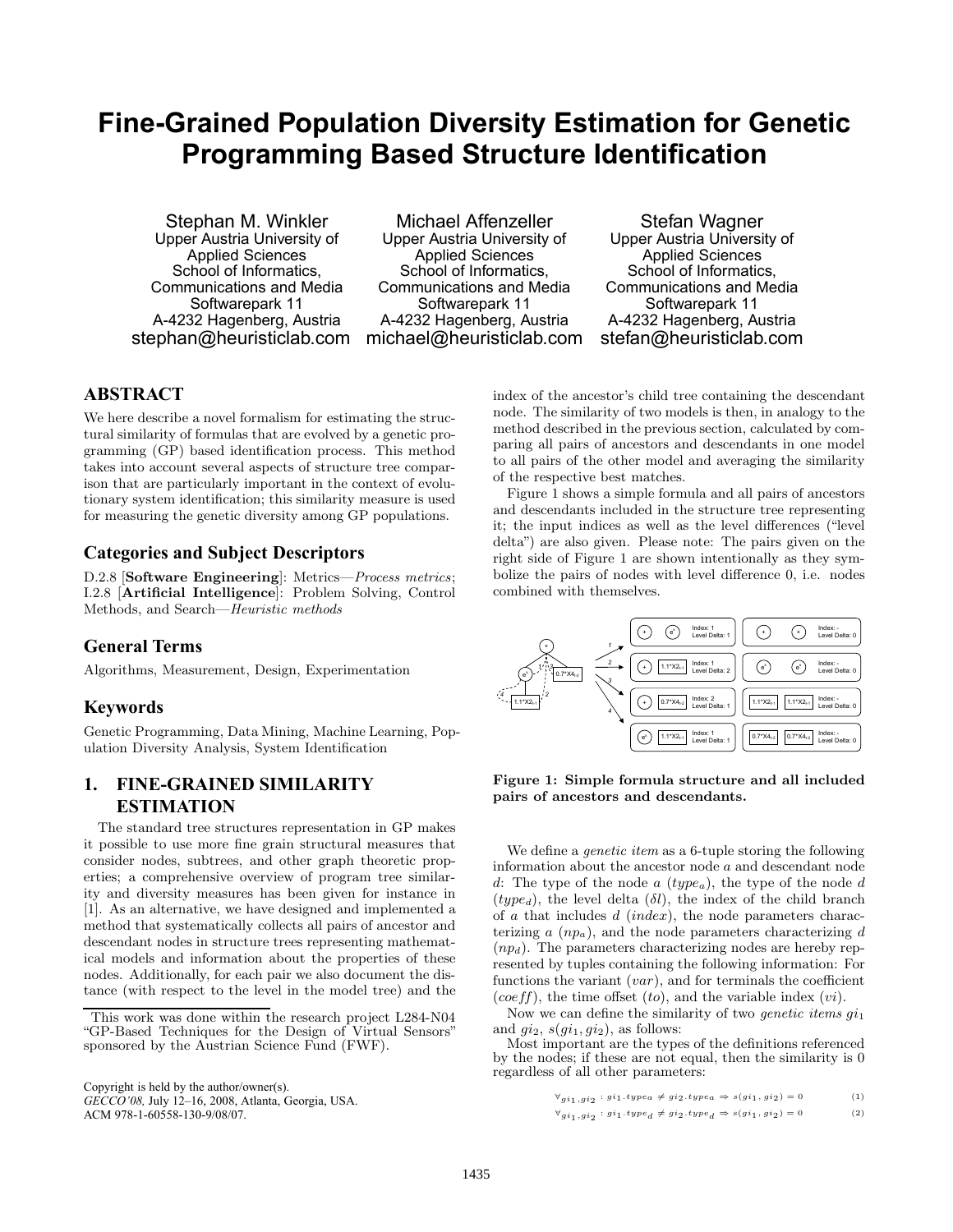# Fine-Grained Population Diversity Estimation for Genetic Programming Based Structure Identification

Stephan M. Winkler
Upper Austria University of Applied Sciences
School of Informatics, Communications and Media
Softwarepark 11
A-4232 Hagenberg, Austria
stephan@heuristiclab.com

Michael Affenzeller
Upper Austria University of Applied Sciences
School of Informatics, Communications and Media
Softwarepark 11
A-4232 Hagenberg, Austria
michael@heuristiclab.com

Stefan Wagner
Upper Austria University of Applied Sciences
School of Informatics, Communications and Media
Softwarepark 11
A-4232 Hagenberg, Austria
stefan@heuristiclab.com

## ABSTRACT

We here describe a novel formalism for estimating the structural similarity of formulas that are evolved by a genetic programming (GP) based identification process. This method takes into account several aspects of structure tree comparison that are particularly important in the context of evolutionary system identification; this similarity measure is used for measuring the genetic diversity among GP populations.

### Categories and Subject Descriptors

D.2.8 [**Software Engineering**]: Metrics—*Process metrics*; I.2.8 [**Artificial Intelligence**]: Problem Solving, Control Methods, and Search—*Heuristic methods*

### General Terms

Algorithms, Measurement, Design, Experimentation

### Keywords

Genetic Programming, Data Mining, Machine Learning, Population Diversity Analysis, System Identification

## 1. FINE-GRAINED SIMILARITY ESTIMATION

The standard tree structures representation in GP makes it possible to use more fine grain structural measures that consider nodes, subtrees, and other graph theoretic properties; a comprehensive overview of program tree similarity and diversity measures has been given for instance in [1]. As an alternative, we have designed and implemented a method that systematically collects all pairs of ancestor and descendant nodes in structure trees representing mathematical models and information about the properties of these nodes. Additionally, for each pair we also document the distance (with respect to the level in the model tree) and the index of the ancestor's child tree containing the descendant node. The similarity of two models is then, in analogy to the method described in the previous section, calculated by comparing all pairs of ancestors and descendants in one model to all pairs of the other model and averaging the similarity of the respective best matches.

This work was done within the research project L284-N04 "GP-Based Techniques for the Design of Virtual Sensors" sponsored by the Austrian Science Fund (FWF).

Copyright is held by the author/owner(s).
*GECCO'08,* July 12–16, 2008, Atlanta, Georgia, USA.
ACM 978-1-60558-130-9/08/07.

Figure 1 shows a simple formula and all pairs of ancestors and descendants included in the structure tree representing it; the input indices as well as the level differences ("level delta") are also given. Please note: The pairs given on the right side of Figure 1 are shown intentionally as they symbolize the pairs of nodes with level difference 0, i.e. nodes combined with themselves.

**Figure 1: Simple formula structure and all included pairs of ancestors and descendants.**

We define a *genetic item* as a 6-tuple storing the following information about the ancestor node $a$ and descendant node $d$: The type of the node $a$ ($type_a$), the type of the node $d$ ($type_d$), the level delta ($\delta l$), the index of the child branch of $a$ that includes $d$ ($index$), the node parameters characterizing $a$ ($np_a$), and the node parameters characterizing $d$ ($np_d$). The parameters characterizing nodes are hereby represented by tuples containing the following information: For functions the variant ($var$), and for terminals the coefficient ($coeff$), the time offset ($to$), and the variable index ($vi$).

Now we can define the similarity of two *genetic items* $gi_1$ and $gi_2$, $s(gi_1, gi_2)$, as follows:

Most important are the types of the definitions referenced by the nodes; if these are not equal, then the similarity is 0 regardless of all other parameters:

$$\forall_{gi_1, gi_2} : gi_1.type_a \neq gi_2.type_a \Rightarrow s(gi_1, gi_2) = 0 \tag{1}$$

$$\forall_{gi_1, gi_2} : gi_1.type_d \neq gi_2.type_d \Rightarrow s(gi_1, gi_2) = 0 \tag{2}$$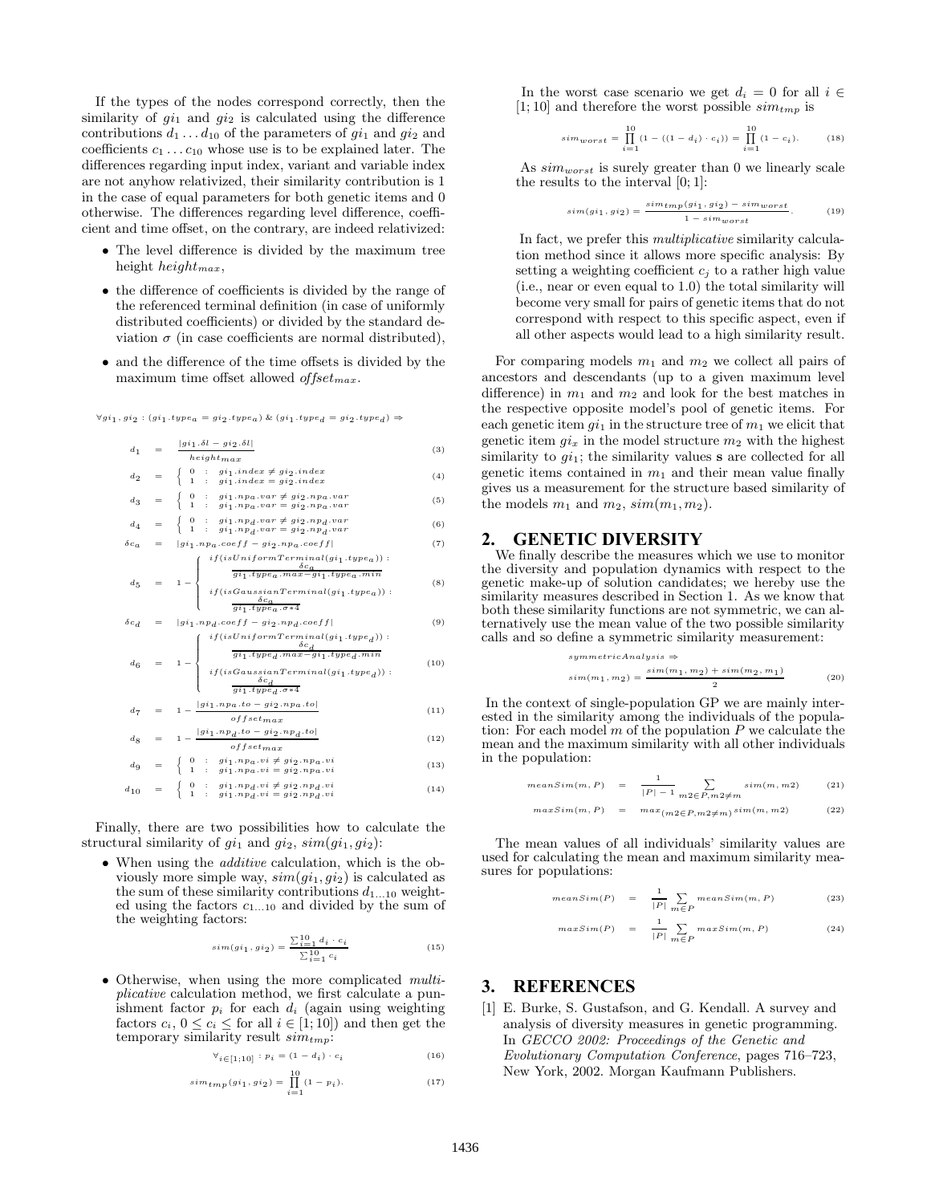If the types of the nodes correspond correctly, then the similarity of $gi_1$ and $gi_2$ is calculated using the difference contributions $d_1 \ldots d_{10}$ of the parameters of $gi_1$ and $gi_2$ and coefficients $c_1 \ldots c_{10}$ whose use is to be explained later. The differences regarding input index, variant and variable index are not anyhow relativized, their similarity contribution is 1 in the case of equal parameters for both genetic items and 0 otherwise. The differences regarding level difference, coefficient and time offset, on the contrary, are indeed relativized:

- The level difference is divided by the maximum tree height $height_{max}$,
- the difference of coefficients is divided by the range of the referenced terminal definition (in case of uniformly distributed coefficients) or divided by the standard deviation $\sigma$ (in case coefficients are normal distributed),
- and the difference of the time offsets is divided by the maximum time offset allowed $offset_{max}$.

$$\forall gi_1, gi_2 : (gi_1.type_a = gi_2.type_a) \ \& \ (gi_1.type_d = gi_2.type_d) \Rightarrow$$

$$d_1 = \frac{|gi_1.\delta l - gi_2.\delta l|}{height_{max}} \quad (3)$$

$$d_2 = \begin{cases} 0 & : \ gi_1.index \neq gi_2.index \\ 1 & : \ gi_1.index = gi_2.index \end{cases} \quad (4)$$

$$d_3 = \begin{cases} 0 & : \ gi_1.np_a.var \neq gi_2.np_a.var \\ 1 & : \ gi_1.np_a.var = gi_2.np_a.var \end{cases} \quad (5)$$

$$d_4 = \begin{cases} 0 & : \ gi_1.np_d.var \neq gi_2.np_d.var \\ 1 & : \ gi_1.np_d.var = gi_2.np_d.var \end{cases} \quad (6)$$

$$\delta c_a = |gi_1.np_a.coeff - gi_2.np_a.coeff| \quad (7)$$

$$d_5 = 1 - \begin{cases} if(isUniformTerminal(gi_1.type_a)) : \\ \quad \frac{\delta c_a}{gi_1.type_a.max - gi_1.type_a.min} \\ if(isGaussianTerminal(gi_1.type_a)) : \\ \quad \frac{\delta c_a}{gi_1.type_a.\sigma * 4} \end{cases} \quad (8)$$

$$\delta c_d = |gi_1.np_d.coeff - gi_2.np_d.coeff| \quad (9)$$

$$d_6 = 1 - \begin{cases} if(isUniformTerminal(gi_1.type_d)) : \\ \quad \frac{\delta c_d}{gi_1.type_d.max - gi_1.type_d.min} \\ if(isGaussianTerminal(gi_1.type_d)) : \\ \quad \frac{\delta c_d}{gi_1.type_d.\sigma * 4} \end{cases} \quad (10)$$

$$d_7 = 1 - \frac{|gi_1.np_a.to - gi_2.np_a.to|}{offset_{max}} \quad (11)$$

$$d_8 = 1 - \frac{|gi_1.np_d.to - gi_2.np_d.to|}{offset_{max}} \quad (12)$$

$$d_9 = \begin{cases} 0 & : \ gi_1.np_a.vi \neq gi_2.np_a.vi \\ 1 & : \ gi_1.np_a.vi = gi_2.np_a.vi \end{cases} \quad (13)$$

$$d_{10} = \begin{cases} 0 & : \ gi_1.np_d.vi \neq gi_2.np_d.vi \\ 1 & : \ gi_1.np_d.vi = gi_2.np_d.vi \end{cases} \quad (14)$$

Finally, there are two possibilities how to calculate the structural similarity of $gi_1$ and $gi_2$, $sim(gi_1, gi_2)$:

- When using the *additive* calculation, which is the obviously more simple way, $sim(gi_1, gi_2)$ is calculated as the sum of these similarity contributions $d_{1\ldots10}$ weighted using the factors $c_{1\ldots10}$ and divided by the sum of the weighting factors:

$$sim(gi_1, gi_2) = \frac{\sum_{i=1}^{10} d_i \cdot c_i}{\sum_{i=1}^{10} c_i} \quad (15)$$

- Otherwise, when using the more complicated *multiplicative* calculation method, we first calculate a punishment factor $p_i$ for each $d_i$ (again using weighting factors $c_i$, $0 \leq c_i \leq$ for all $i \in [1; 10]$) and then get the temporary similarity result $sim_{tmp}$:

$$\forall_{i \in [1;10]} : p_i = (1 - d_i) \cdot c_i \quad (16)$$

$$sim_{tmp}(gi_1, gi_2) = \prod_{i=1}^{10} (1 - p_i). \quad (17)$$

In the worst case scenario we get $d_i = 0$ for all $i \in [1; 10]$ and therefore the worst possible $sim_{tmp}$ is

$$sim_{worst} = \prod_{i=1}^{10} (1 - ((1 - d_i) \cdot c_i)) = \prod_{i=1}^{10} (1 - c_i). \quad (18)$$

As $sim_{worst}$ is surely greater than 0 we linearly scale the results to the interval $[0; 1]$:

$$sim(gi_1, gi_2) = \frac{sim_{tmp}(gi_1, gi_2) - sim_{worst}}{1 - sim_{worst}}. \quad (19)$$

In fact, we prefer this *multiplicative* similarity calculation method since it allows more specific analysis: By setting a weighting coefficient $c_j$ to a rather high value (i.e., near or even equal to 1.0) the total similarity will become very small for pairs of genetic items that do not correspond with respect to this specific aspect, even if all other aspects would lead to a high similarity result.

For comparing models $m_1$ and $m_2$ we collect all pairs of ancestors and descendants (up to a given maximum level difference) in $m_1$ and $m_2$ and look for the best matches in the respective opposite model's pool of genetic items. For each genetic item $gi_1$ in the structure tree of $m_1$ we elicit that genetic item $gi_x$ in the model structure $m_2$ with the highest similarity to $gi_1$; the similarity values **s** are collected for all genetic items contained in $m_1$ and their mean value finally gives us a measurement for the structure based similarity of the models $m_1$ and $m_2$, $sim(m_1, m_2)$.

## 2. GENETIC DIVERSITY

We finally describe the measures which we use to monitor the diversity and population dynamics with respect to the genetic make-up of solution candidates; we hereby use the similarity measures described in Section 1. As we know that both these similarity functions are not symmetric, we can alternatively use the mean value of the two possible similarity calls and so define a symmetric similarity measurement:

$$symmetricAnalysis \Rightarrow$$

$$sim(m_1, m_2) = \frac{sim(m_1, m_2) + sim(m_2, m_1)}{2} \quad (20)$$

In the context of single-population GP we are mainly interested in the similarity among the individuals of the population: For each model $m$ of the population $P$ we calculate the mean and the maximum similarity with all other individuals in the population:

$$meanSim(m, P) = \frac{1}{|P| - 1} \sum_{m2 \in P, m2 \neq m} sim(m, m2) \quad (21)$$

$$maxSim(m, P) = max_{(m2 \in P, m2 \neq m)} sim(m, m2) \quad (22)$$

The mean values of all individuals' similarity values are used for calculating the mean and maximum similarity measures for populations:

$$meanSim(P) = \frac{1}{|P|} \sum_{m \in P} meanSim(m, P) \quad (23)$$

$$maxSim(P) = \frac{1}{|P|} \sum_{m \in P} maxSim(m, P) \quad (24)$$

## 3. REFERENCES

[1] E. Burke, S. Gustafson, and G. Kendall. A survey and analysis of diversity measures in genetic programming. In *GECCO 2002: Proceedings of the Genetic and Evolutionary Computation Conference*, pages 716–723, New York, 2002. Morgan Kaufmann Publishers.